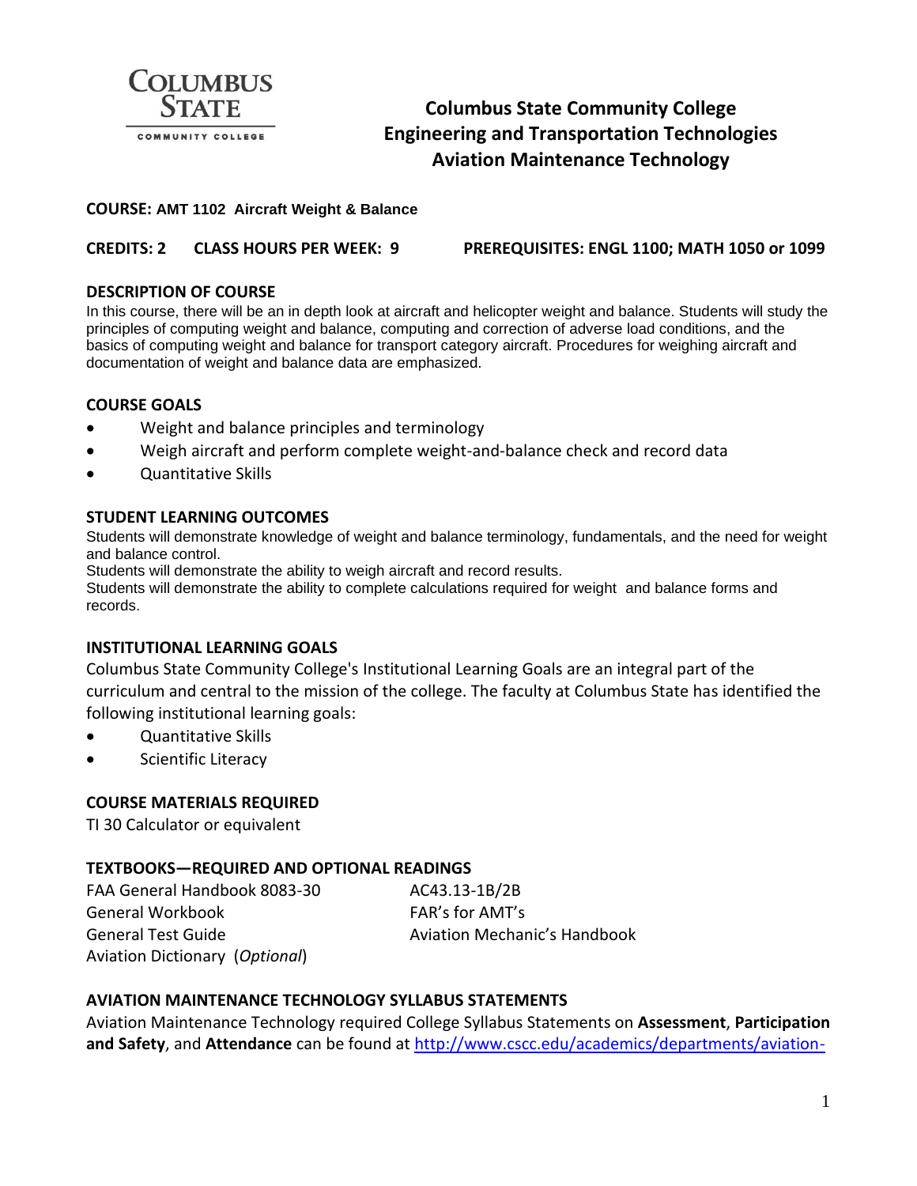**COLUMBUS STATE**
COMMUNITY COLLEGE

# Columbus State Community College
# Engineering and Transportation Technologies
# Aviation Maintenance Technology

**COURSE: AMT 1102 Aircraft Weight & Balance**

**CREDITS: 2 CLASS HOURS PER WEEK: 9 PREREQUISITES: ENGL 1100; MATH 1050 or 1099**

## DESCRIPTION OF COURSE

In this course, there will be an in depth look at aircraft and helicopter weight and balance. Students will study the principles of computing weight and balance, computing and correction of adverse load conditions, and the basics of computing weight and balance for transport category aircraft. Procedures for weighing aircraft and documentation of weight and balance data are emphasized.

## COURSE GOALS

- Weight and balance principles and terminology
- Weigh aircraft and perform complete weight-and-balance check and record data
- Quantitative Skills

## STUDENT LEARNING OUTCOMES

Students will demonstrate knowledge of weight and balance terminology, fundamentals, and the need for weight and balance control.
Students will demonstrate the ability to weigh aircraft and record results.
Students will demonstrate the ability to complete calculations required for weight and balance forms and records.

## INSTITUTIONAL LEARNING GOALS

Columbus State Community College's Institutional Learning Goals are an integral part of the curriculum and central to the mission of the college. The faculty at Columbus State has identified the following institutional learning goals:

- Quantitative Skills
- Scientific Literacy

## COURSE MATERIALS REQUIRED

TI 30 Calculator or equivalent

## TEXTBOOKS—REQUIRED AND OPTIONAL READINGS

FAA General Handbook 8083-30
General Workbook
General Test Guide
Aviation Dictionary (*Optional*)
AC43.13-1B/2B
FAR's for AMT's
Aviation Mechanic's Handbook

## AVIATION MAINTENANCE TECHNOLOGY SYLLABUS STATEMENTS

Aviation Maintenance Technology required College Syllabus Statements on **Assessment**, **Participation and Safety**, and **Attendance** can be found at http://www.cscc.edu/academics/departments/aviation-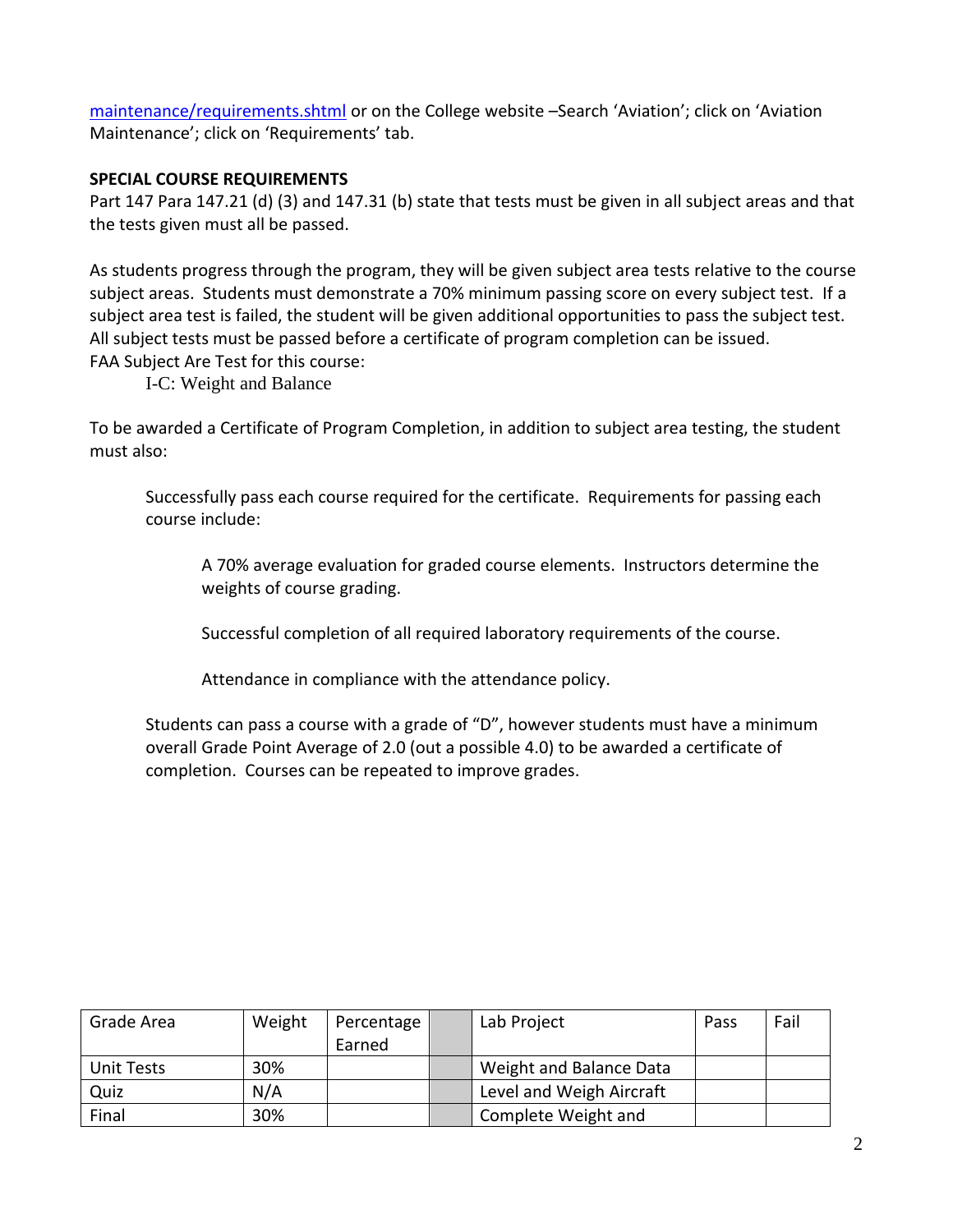maintenance/requirements.shtml or on the College website –Search 'Aviation'; click on 'Aviation Maintenance'; click on 'Requirements' tab.

**SPECIAL COURSE REQUIREMENTS**

Part 147 Para 147.21 (d) (3) and 147.31 (b) state that tests must be given in all subject areas and that the tests given must all be passed.

As students progress through the program, they will be given subject area tests relative to the course subject areas. Students must demonstrate a 70% minimum passing score on every subject test. If a subject area test is failed, the student will be given additional opportunities to pass the subject test. All subject tests must be passed before a certificate of program completion can be issued.

FAA Subject Are Test for this course:

I-C: Weight and Balance

To be awarded a Certificate of Program Completion, in addition to subject area testing, the student must also:

Successfully pass each course required for the certificate. Requirements for passing each course include:

A 70% average evaluation for graded course elements. Instructors determine the weights of course grading.

Successful completion of all required laboratory requirements of the course.

Attendance in compliance with the attendance policy.

Students can pass a course with a grade of "D", however students must have a minimum overall Grade Point Average of 2.0 (out a possible 4.0) to be awarded a certificate of completion. Courses can be repeated to improve grades.

| Grade Area | Weight | Percentage Earned | | Lab Project | Pass | Fail |
|---|---|---|---|---|---|---|
| Unit Tests | 30% | | | Weight and Balance Data | | |
| Quiz | N/A | | | Level and Weigh Aircraft | | |
| Final | 30% | | | Complete Weight and | | |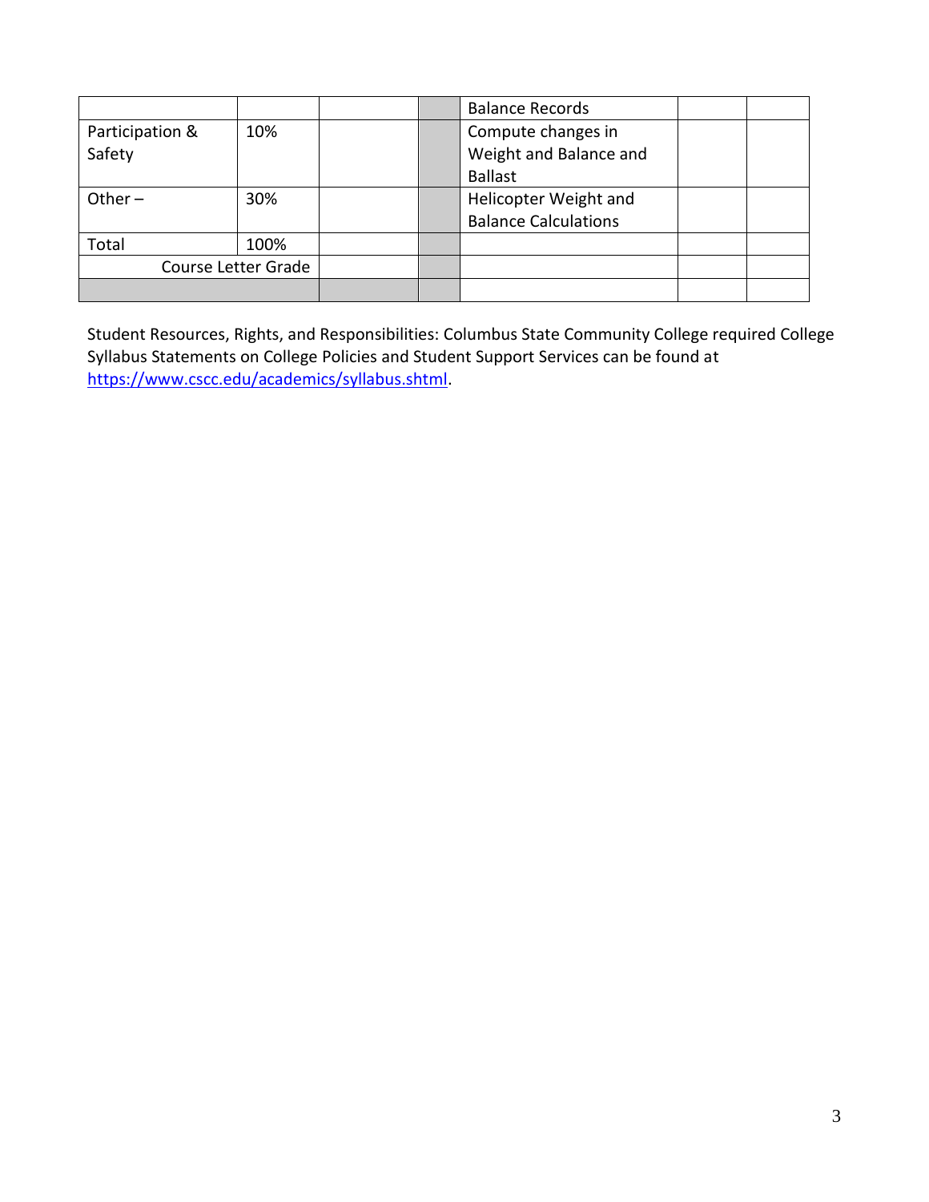| | | | | | | |
|---|---|---|---|---|---|---|
| | | | | Balance Records | | |
| Participation & Safety | 10% | | | Compute changes in Weight and Balance and Ballast | | |
| Other – | 30% | | | Helicopter Weight and Balance Calculations | | |
| Total | 100% | | | | | |
| Course Letter Grade | | | | | | |
| | | | | | | |

Student Resources, Rights, and Responsibilities: Columbus State Community College required College Syllabus Statements on College Policies and Student Support Services can be found at https://www.cscc.edu/academics/syllabus.shtml.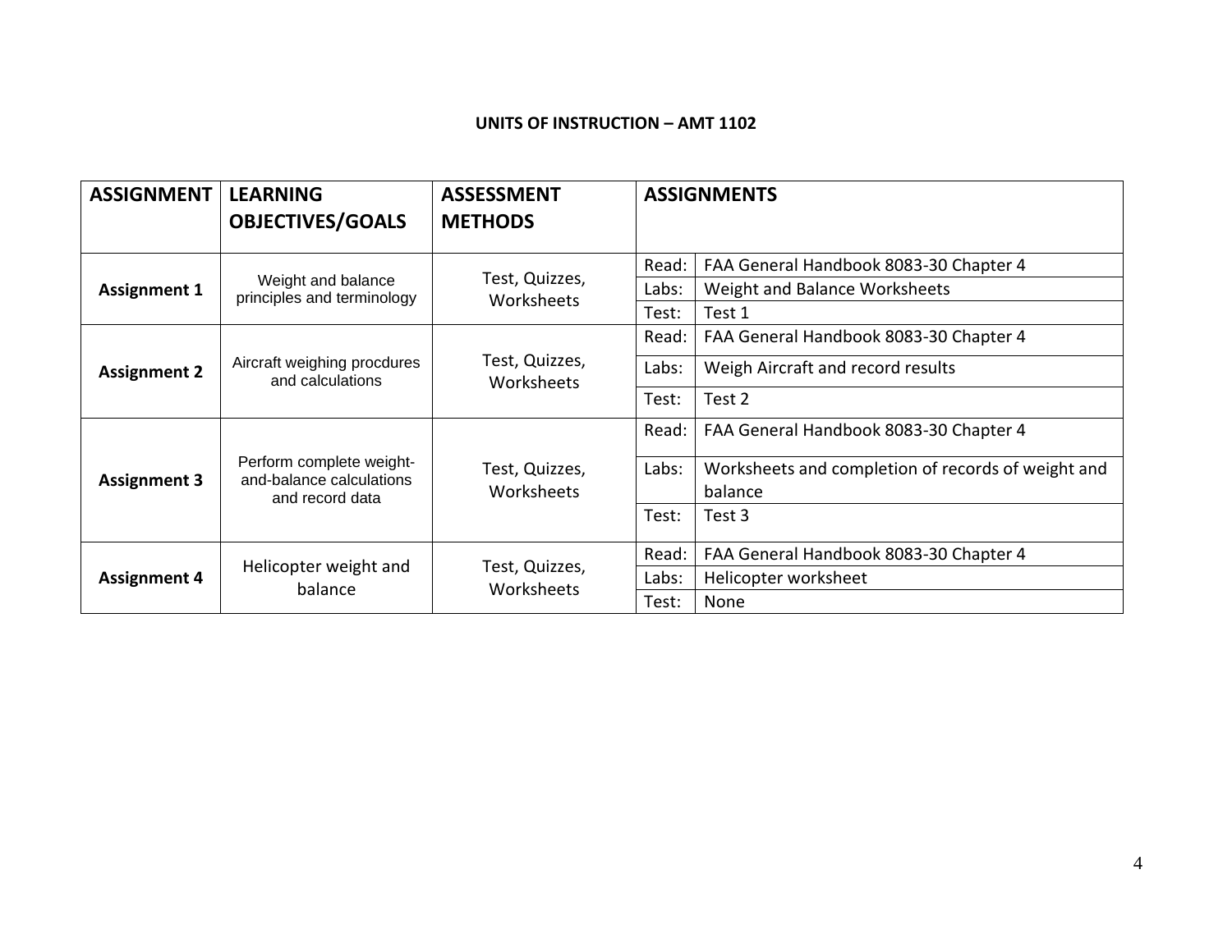**UNITS OF INSTRUCTION – AMT 1102**

| ASSIGNMENT | LEARNING OBJECTIVES/GOALS | ASSESSMENT METHODS | ASSIGNMENTS | |
|---|---|---|---|---|
| **Assignment 1** | Weight and balance principles and terminology | Test, Quizzes, Worksheets | Read: | FAA General Handbook 8083-30 Chapter 4 |
| | | | Labs: | Weight and Balance Worksheets |
| | | | Test: | Test 1 |
| **Assignment 2** | Aircraft weighing procdures and calculations | Test, Quizzes, Worksheets | Read: | FAA General Handbook 8083-30 Chapter 4 |
| | | | Labs: | Weigh Aircraft and record results |
| | | | Test: | Test 2 |
| **Assignment 3** | Perform complete weight-and-balance calculations and record data | Test, Quizzes, Worksheets | Read: | FAA General Handbook 8083-30 Chapter 4 |
| | | | Labs: | Worksheets and completion of records of weight and balance |
| | | | Test: | Test 3 |
| **Assignment 4** | Helicopter weight and balance | Test, Quizzes, Worksheets | Read: | FAA General Handbook 8083-30 Chapter 4 |
| | | | Labs: | Helicopter worksheet |
| | | | Test: | None |